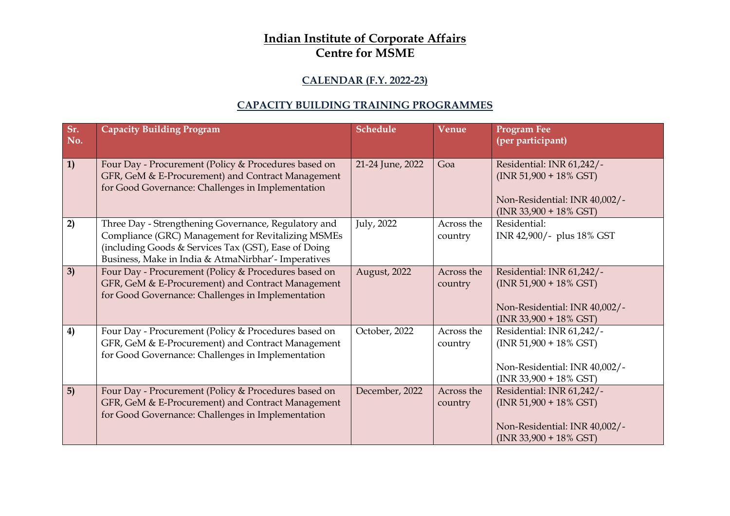# Indian Institute of Corporate Affairs
# Centre for MSME

## CALENDAR (F.Y. 2022-23)

## CAPACITY BUILDING TRAINING PROGRAMMES

| Sr. No. | Capacity Building Program | Schedule | Venue | Program Fee (per participant) |
|---|---|---|---|---|
| 1) | Four Day - Procurement (Policy & Procedures based on GFR, GeM & E-Procurement) and Contract Management for Good Governance: Challenges in Implementation | 21-24 June, 2022 | Goa | Residential: INR 61,242/- (INR 51,900 + 18% GST)<br><br>Non-Residential: INR 40,002/- (INR 33,900 + 18% GST) |
| 2) | Three Day - Strengthening Governance, Regulatory and Compliance (GRC) Management for Revitalizing MSMEs (including Goods & Services Tax (GST), Ease of Doing Business, Make in India & AtmaNirbhar'- Imperatives | July, 2022 | Across the country | Residential: INR 42,900/- plus 18% GST |
| 3) | Four Day - Procurement (Policy & Procedures based on GFR, GeM & E-Procurement) and Contract Management for Good Governance: Challenges in Implementation | August, 2022 | Across the country | Residential: INR 61,242/- (INR 51,900 + 18% GST)<br><br>Non-Residential: INR 40,002/- (INR 33,900 + 18% GST) |
| 4) | Four Day - Procurement (Policy & Procedures based on GFR, GeM & E-Procurement) and Contract Management for Good Governance: Challenges in Implementation | October, 2022 | Across the country | Residential: INR 61,242/- (INR 51,900 + 18% GST)<br><br>Non-Residential: INR 40,002/- (INR 33,900 + 18% GST) |
| 5) | Four Day - Procurement (Policy & Procedures based on GFR, GeM & E-Procurement) and Contract Management for Good Governance: Challenges in Implementation | December, 2022 | Across the country | Residential: INR 61,242/- (INR 51,900 + 18% GST)<br><br>Non-Residential: INR 40,002/- (INR 33,900 + 18% GST) |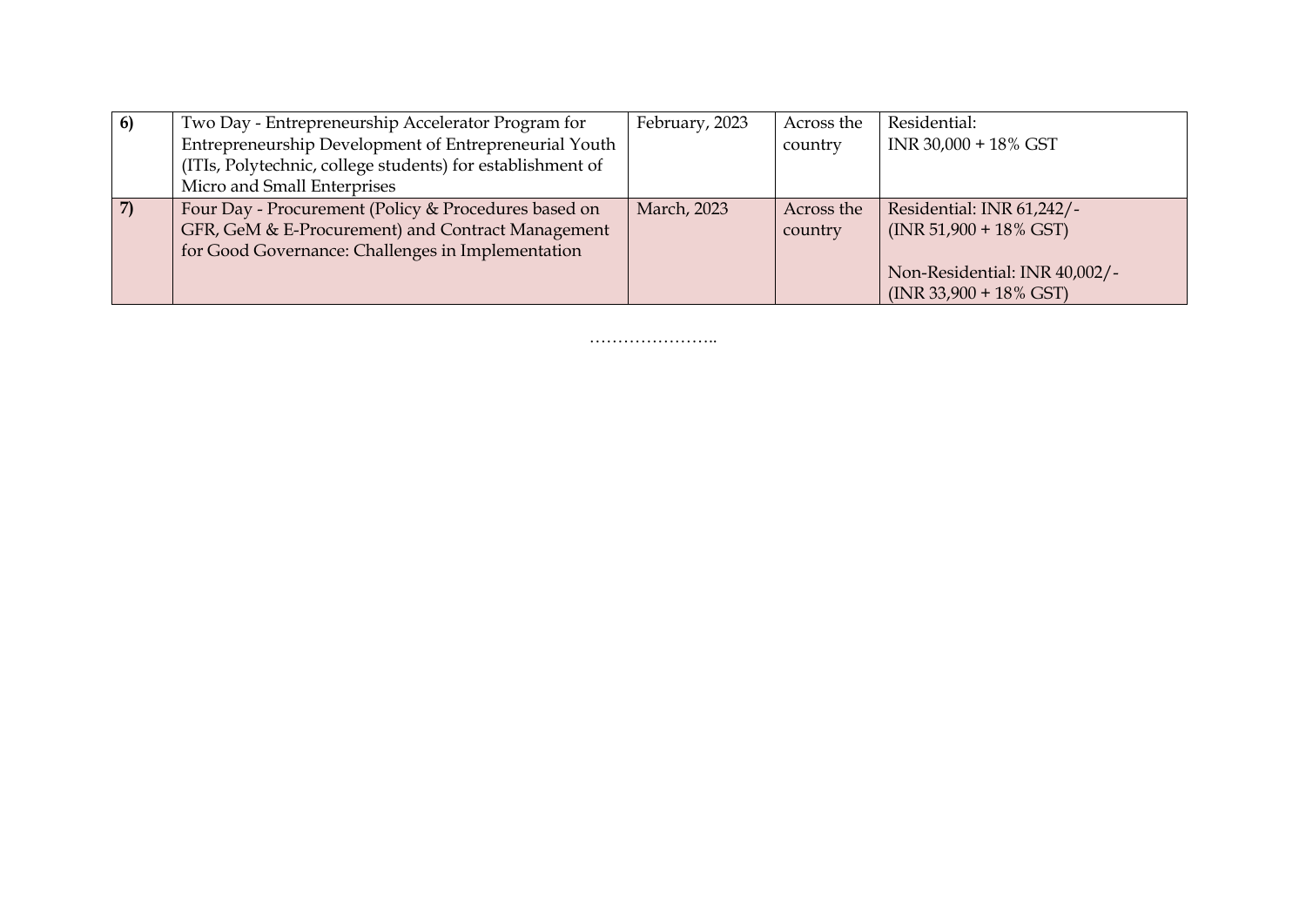| | | | | |
|---|---|---|---|---|
| **6)** | Two Day - Entrepreneurship Accelerator Program for Entrepreneurship Development of Entrepreneurial Youth (ITIs, Polytechnic, college students) for establishment of Micro and Small Enterprises | February, 2023 | Across the country | Residential:<br>INR 30,000 + 18% GST |
| **7)** | Four Day - Procurement (Policy & Procedures based on GFR, GeM & E-Procurement) and Contract Management for Good Governance: Challenges in Implementation | March, 2023 | Across the country | Residential: INR 61,242/-<br>(INR 51,900 + 18% GST)<br><br>Non-Residential: INR 40,002/-<br>(INR 33,900 + 18% GST) |

……………………..